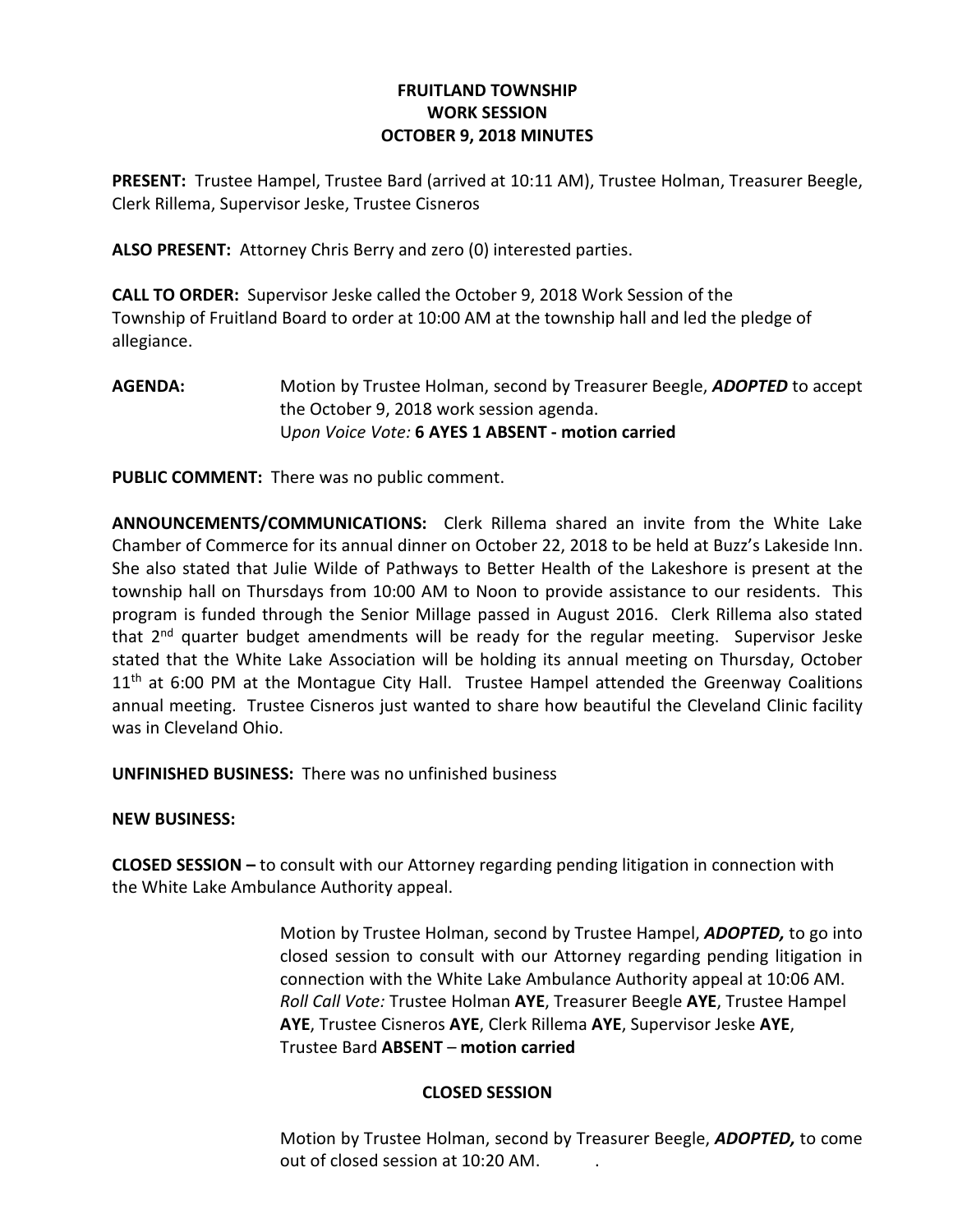**FRUITLAND TOWNSHIP**
**WORK SESSION**
**OCTOBER 9, 2018 MINUTES**

**PRESENT:** Trustee Hampel, Trustee Bard (arrived at 10:11 AM), Trustee Holman, Treasurer Beegle, Clerk Rillema, Supervisor Jeske, Trustee Cisneros

**ALSO PRESENT:** Attorney Chris Berry and zero (0) interested parties.

**CALL TO ORDER:** Supervisor Jeske called the October 9, 2018 Work Session of the Township of Fruitland Board to order at 10:00 AM at the township hall and led the pledge of allegiance.

**AGENDA:** Motion by Trustee Holman, second by Treasurer Beegle, ***ADOPTED*** to accept the October 9, 2018 work session agenda.
U*pon Voice Vote:* **6 AYES 1 ABSENT - motion carried**

**PUBLIC COMMENT:** There was no public comment.

**ANNOUNCEMENTS/COMMUNICATIONS:** Clerk Rillema shared an invite from the White Lake Chamber of Commerce for its annual dinner on October 22, 2018 to be held at Buzz's Lakeside Inn. She also stated that Julie Wilde of Pathways to Better Health of the Lakeshore is present at the township hall on Thursdays from 10:00 AM to Noon to provide assistance to our residents. This program is funded through the Senior Millage passed in August 2016. Clerk Rillema also stated that 2nd quarter budget amendments will be ready for the regular meeting. Supervisor Jeske stated that the White Lake Association will be holding its annual meeting on Thursday, October 11th at 6:00 PM at the Montague City Hall. Trustee Hampel attended the Greenway Coalitions annual meeting. Trustee Cisneros just wanted to share how beautiful the Cleveland Clinic facility was in Cleveland Ohio.

**UNFINISHED BUSINESS:** There was no unfinished business

**NEW BUSINESS:**

**CLOSED SESSION –** to consult with our Attorney regarding pending litigation in connection with the White Lake Ambulance Authority appeal.

Motion by Trustee Holman, second by Trustee Hampel, ***ADOPTED,*** to go into closed session to consult with our Attorney regarding pending litigation in connection with the White Lake Ambulance Authority appeal at 10:06 AM.
*Roll Call Vote:* Trustee Holman **AYE**, Treasurer Beegle **AYE**, Trustee Hampel **AYE**, Trustee Cisneros **AYE**, Clerk Rillema **AYE**, Supervisor Jeske **AYE**, Trustee Bard **ABSENT** – **motion carried**

**CLOSED SESSION**

Motion by Trustee Holman, second by Treasurer Beegle, ***ADOPTED,*** to come out of closed session at 10:20 AM.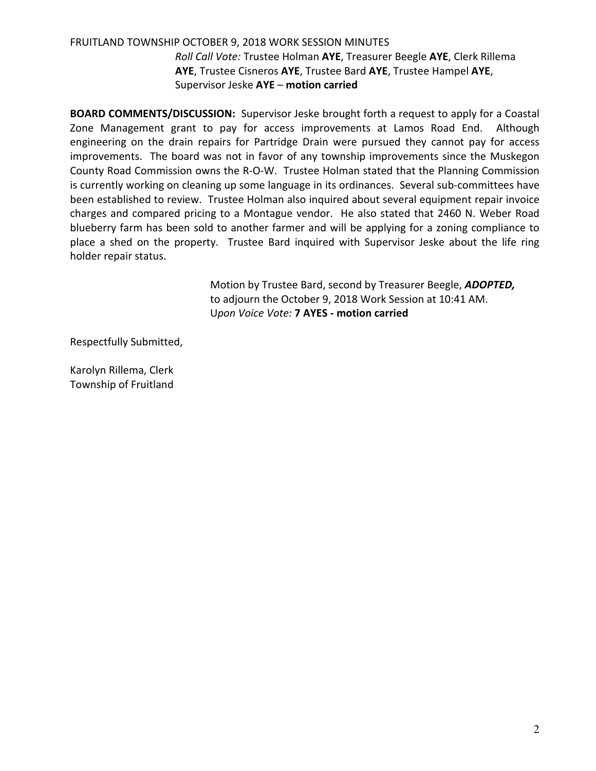*Roll Call Vote:* Trustee Holman **AYE**, Treasurer Beegle **AYE**, Clerk Rillema **AYE**, Trustee Cisneros **AYE**, Trustee Bard **AYE**, Trustee Hampel **AYE**, Supervisor Jeske **AYE** – **motion carried**

**BOARD COMMENTS/DISCUSSION:** Supervisor Jeske brought forth a request to apply for a Coastal Zone Management grant to pay for access improvements at Lamos Road End. Although engineering on the drain repairs for Partridge Drain were pursued they cannot pay for access improvements. The board was not in favor of any township improvements since the Muskegon County Road Commission owns the R-O-W. Trustee Holman stated that the Planning Commission is currently working on cleaning up some language in its ordinances. Several sub-committees have been established to review. Trustee Holman also inquired about several equipment repair invoice charges and compared pricing to a Montague vendor. He also stated that 2460 N. Weber Road blueberry farm has been sold to another farmer and will be applying for a zoning compliance to place a shed on the property. Trustee Bard inquired with Supervisor Jeske about the life ring holder repair status.

Motion by Trustee Bard, second by Treasurer Beegle, ***ADOPTED,*** to adjourn the October 9, 2018 Work Session at 10:41 AM.
U*pon Voice Vote:* **7 AYES - motion carried**

Respectfully Submitted,

Karolyn Rillema, Clerk
Township of Fruitland